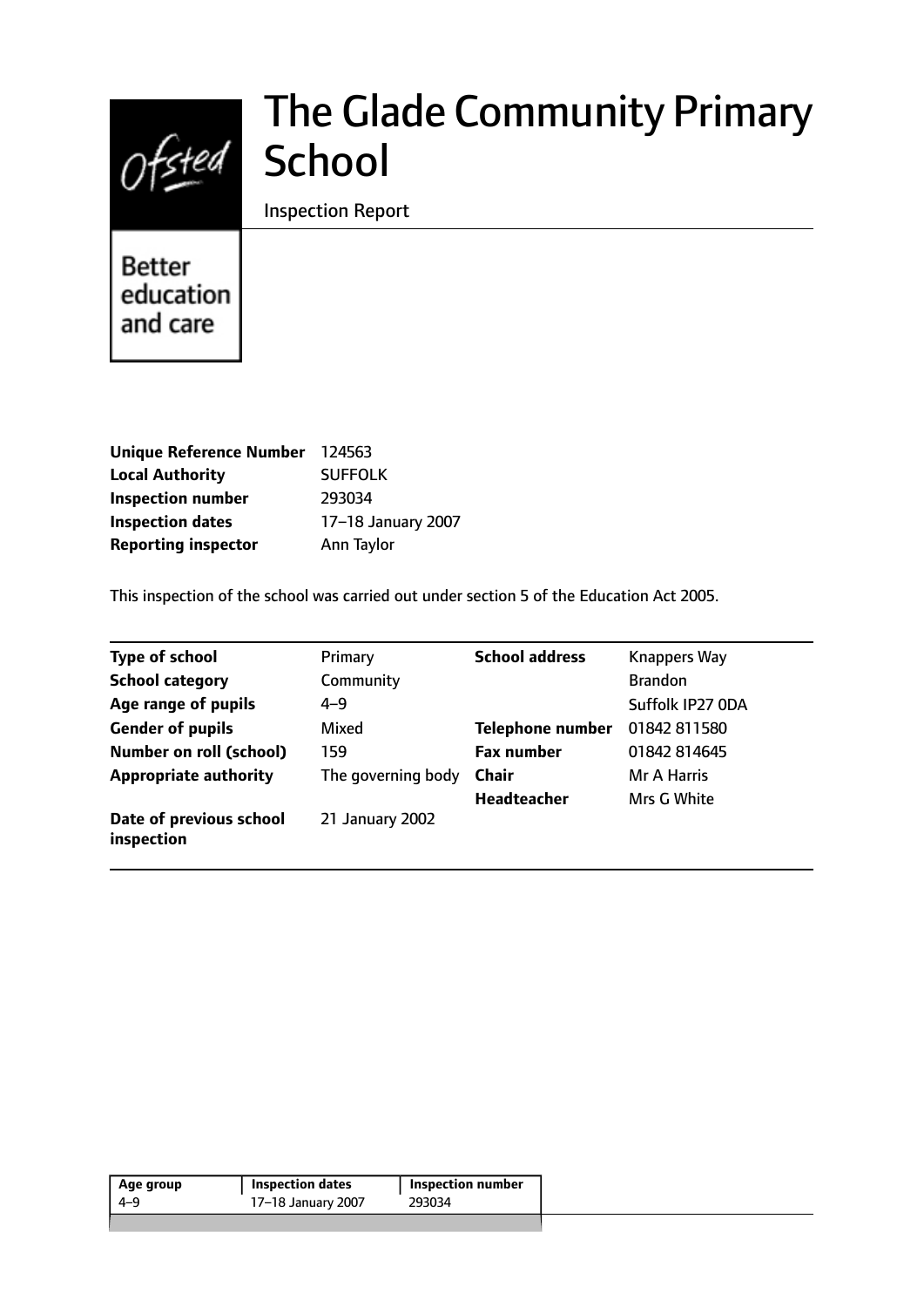# The Glade Community Primary School

Inspection Report

Better education and care

| | |
|---|---|
| **Unique Reference Number** | 124563 |
| **Local Authority** | SUFFOLK |
| **Inspection number** | 293034 |
| **Inspection dates** | 17–18 January 2007 |
| **Reporting inspector** | Ann Taylor |

This inspection of the school was carried out under section 5 of the Education Act 2005.

| | | | |
|---|---|---|---|
| **Type of school** | Primary | **School address** | Knappers Way |
| **School category** | Community | | Brandon |
| **Age range of pupils** | 4–9 | | Suffolk IP27 0DA |
| **Gender of pupils** | Mixed | **Telephone number** | 01842 811580 |
| **Number on roll (school)** | 159 | **Fax number** | 01842 814645 |
| **Appropriate authority** | The governing body | **Chair** | Mr A Harris |
| | | **Headteacher** | Mrs G White |
| **Date of previous school inspection** | 21 January 2002 | | |

| Age group | Inspection dates | Inspection number |
|---|---|---|
| 4–9 | 17–18 January 2007 | 293034 |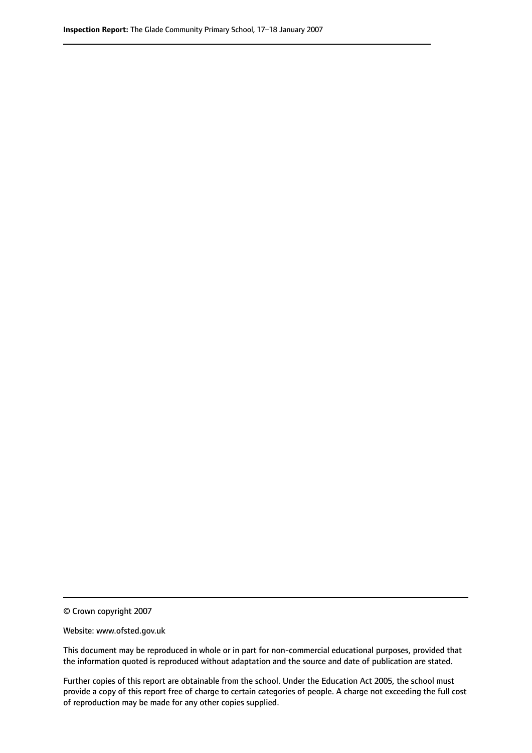© Crown copyright 2007

Website: www.ofsted.gov.uk

This document may be reproduced in whole or in part for non-commercial educational purposes, provided that the information quoted is reproduced without adaptation and the source and date of publication are stated.

Further copies of this report are obtainable from the school. Under the Education Act 2005, the school must provide a copy of this report free of charge to certain categories of people. A charge not exceeding the full cost of reproduction may be made for any other copies supplied.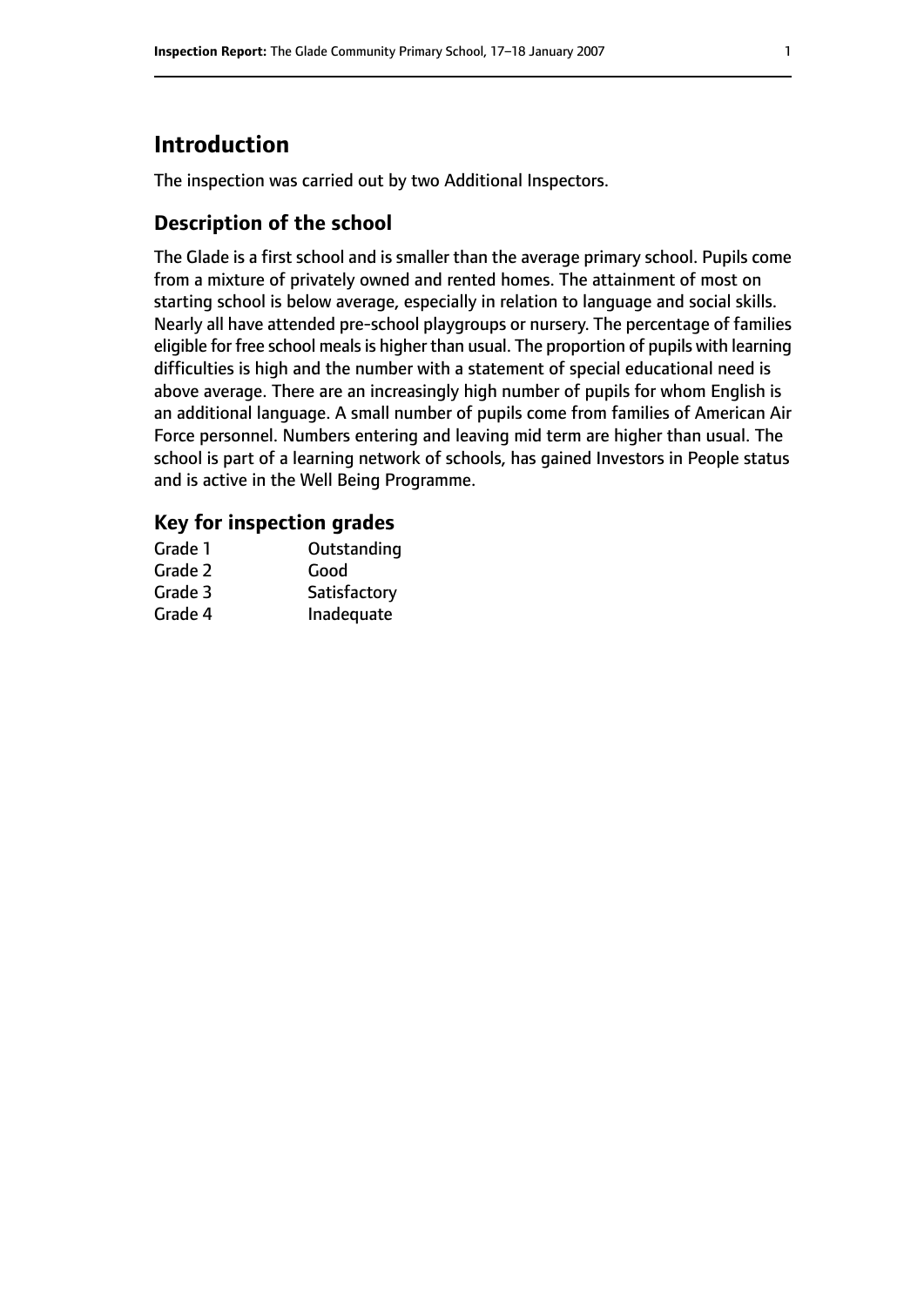# Introduction

The inspection was carried out by two Additional Inspectors.

## Description of the school

The Glade is a first school and is smaller than the average primary school. Pupils come from a mixture of privately owned and rented homes. The attainment of most on starting school is below average, especially in relation to language and social skills. Nearly all have attended pre-school playgroups or nursery. The percentage of families eligible for free school meals is higher than usual. The proportion of pupils with learning difficulties is high and the number with a statement of special educational need is above average. There are an increasingly high number of pupils for whom English is an additional language. A small number of pupils come from families of American Air Force personnel. Numbers entering and leaving mid term are higher than usual. The school is part of a learning network of schools, has gained Investors in People status and is active in the Well Being Programme.

## Key for inspection grades

| | |
|---|---|
| Grade 1 | Outstanding |
| Grade 2 | Good |
| Grade 3 | Satisfactory |
| Grade 4 | Inadequate |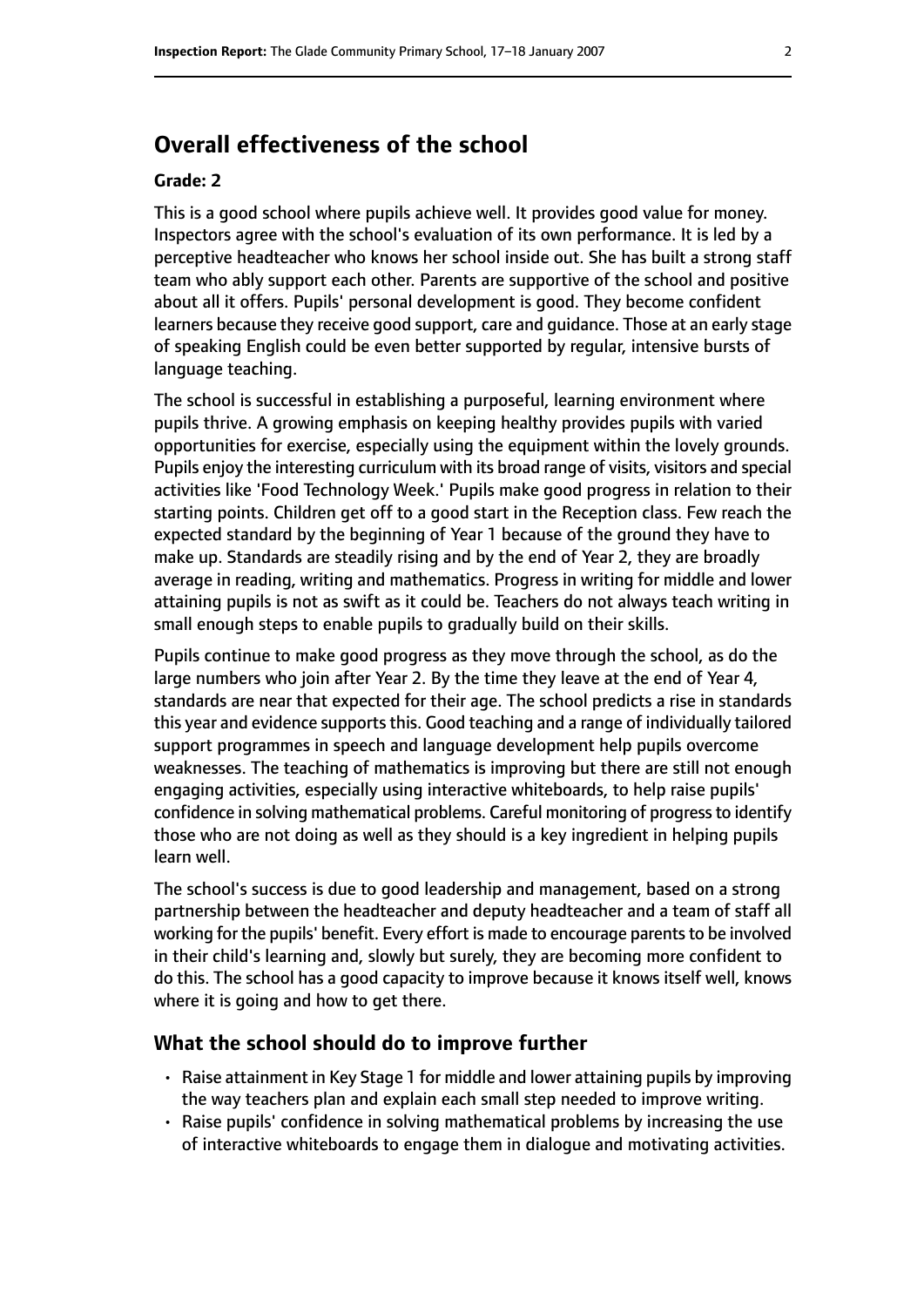# Overall effectiveness of the school

**Grade: 2**

This is a good school where pupils achieve well. It provides good value for money. Inspectors agree with the school's evaluation of its own performance. It is led by a perceptive headteacher who knows her school inside out. She has built a strong staff team who ably support each other. Parents are supportive of the school and positive about all it offers. Pupils' personal development is good. They become confident learners because they receive good support, care and guidance. Those at an early stage of speaking English could be even better supported by regular, intensive bursts of language teaching.

The school is successful in establishing a purposeful, learning environment where pupils thrive. A growing emphasis on keeping healthy provides pupils with varied opportunities for exercise, especially using the equipment within the lovely grounds. Pupils enjoy the interesting curriculum with its broad range of visits, visitors and special activities like 'Food Technology Week.' Pupils make good progress in relation to their starting points. Children get off to a good start in the Reception class. Few reach the expected standard by the beginning of Year 1 because of the ground they have to make up. Standards are steadily rising and by the end of Year 2, they are broadly average in reading, writing and mathematics. Progress in writing for middle and lower attaining pupils is not as swift as it could be. Teachers do not always teach writing in small enough steps to enable pupils to gradually build on their skills.

Pupils continue to make good progress as they move through the school, as do the large numbers who join after Year 2. By the time they leave at the end of Year 4, standards are near that expected for their age. The school predicts a rise in standards this year and evidence supports this. Good teaching and a range of individually tailored support programmes in speech and language development help pupils overcome weaknesses. The teaching of mathematics is improving but there are still not enough engaging activities, especially using interactive whiteboards, to help raise pupils' confidence in solving mathematical problems. Careful monitoring of progress to identify those who are not doing as well as they should is a key ingredient in helping pupils learn well.

The school's success is due to good leadership and management, based on a strong partnership between the headteacher and deputy headteacher and a team of staff all working for the pupils' benefit. Every effort is made to encourage parents to be involved in their child's learning and, slowly but surely, they are becoming more confident to do this. The school has a good capacity to improve because it knows itself well, knows where it is going and how to get there.

## What the school should do to improve further

- Raise attainment in Key Stage 1 for middle and lower attaining pupils by improving the way teachers plan and explain each small step needed to improve writing.
- Raise pupils' confidence in solving mathematical problems by increasing the use of interactive whiteboards to engage them in dialogue and motivating activities.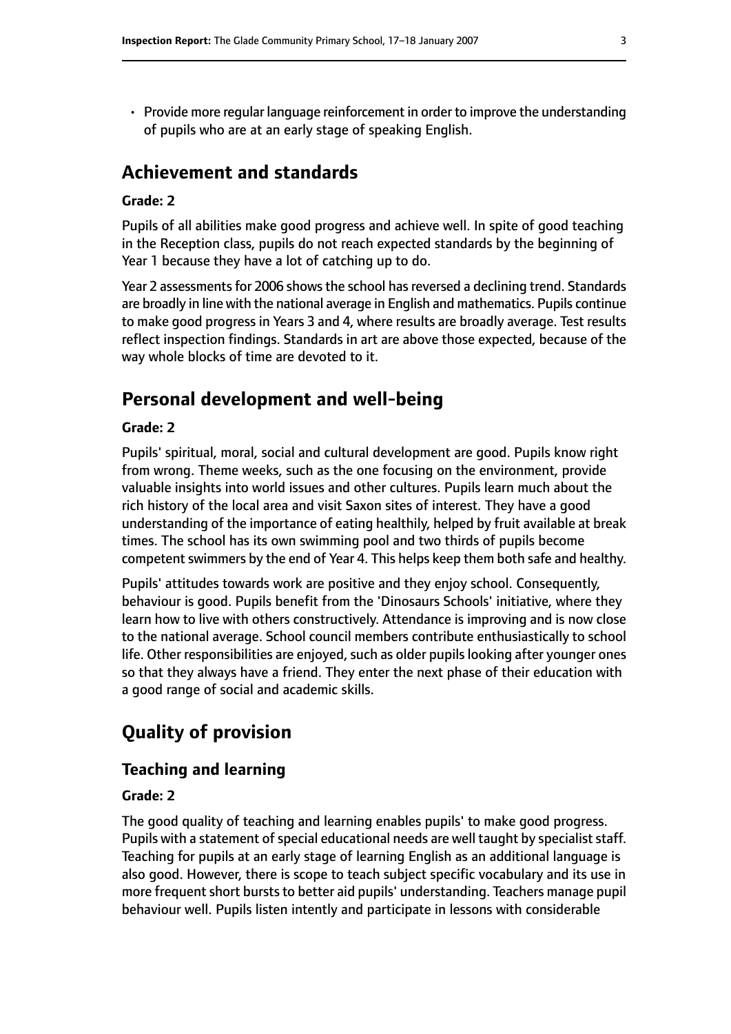- Provide more regular language reinforcement in order to improve the understanding of pupils who are at an early stage of speaking English.

## Achievement and standards

#### Grade: 2

Pupils of all abilities make good progress and achieve well. In spite of good teaching in the Reception class, pupils do not reach expected standards by the beginning of Year 1 because they have a lot of catching up to do.

Year 2 assessments for 2006 shows the school has reversed a declining trend. Standards are broadly in line with the national average in English and mathematics. Pupils continue to make good progress in Years 3 and 4, where results are broadly average. Test results reflect inspection findings. Standards in art are above those expected, because of the way whole blocks of time are devoted to it.

## Personal development and well-being

#### Grade: 2

Pupils' spiritual, moral, social and cultural development are good. Pupils know right from wrong. Theme weeks, such as the one focusing on the environment, provide valuable insights into world issues and other cultures. Pupils learn much about the rich history of the local area and visit Saxon sites of interest. They have a good understanding of the importance of eating healthily, helped by fruit available at break times. The school has its own swimming pool and two thirds of pupils become competent swimmers by the end of Year 4. This helps keep them both safe and healthy.

Pupils' attitudes towards work are positive and they enjoy school. Consequently, behaviour is good. Pupils benefit from the 'Dinosaurs Schools' initiative, where they learn how to live with others constructively. Attendance is improving and is now close to the national average. School council members contribute enthusiastically to school life. Other responsibilities are enjoyed, such as older pupils looking after younger ones so that they always have a friend. They enter the next phase of their education with a good range of social and academic skills.

## Quality of provision

### Teaching and learning

#### Grade: 2

The good quality of teaching and learning enables pupils' to make good progress. Pupils with a statement of special educational needs are well taught by specialist staff. Teaching for pupils at an early stage of learning English as an additional language is also good. However, there is scope to teach subject specific vocabulary and its use in more frequent short bursts to better aid pupils' understanding. Teachers manage pupil behaviour well. Pupils listen intently and participate in lessons with considerable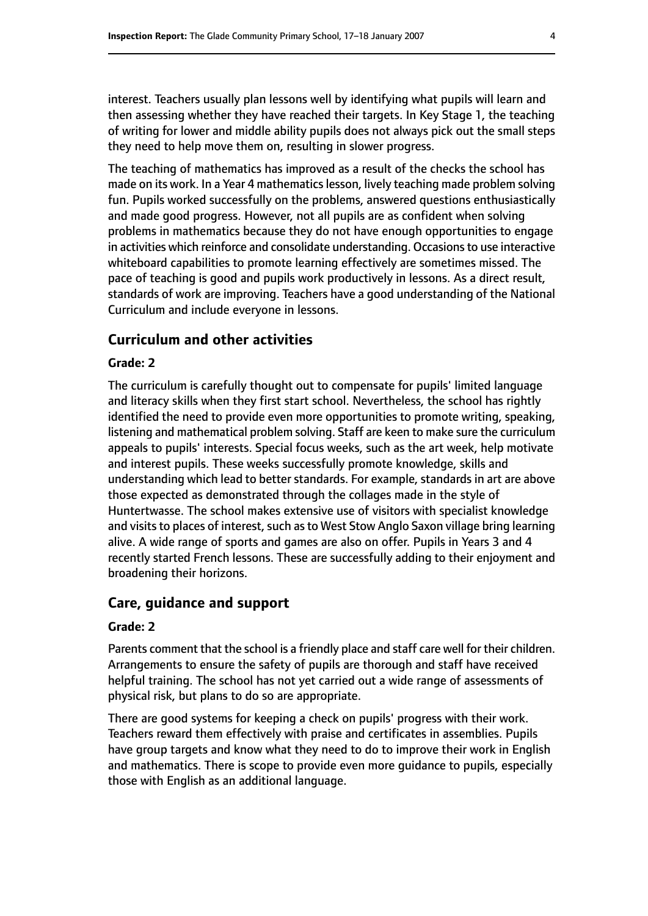interest. Teachers usually plan lessons well by identifying what pupils will learn and then assessing whether they have reached their targets. In Key Stage 1, the teaching of writing for lower and middle ability pupils does not always pick out the small steps they need to help move them on, resulting in slower progress.

The teaching of mathematics has improved as a result of the checks the school has made on its work. In a Year 4 mathematics lesson, lively teaching made problem solving fun. Pupils worked successfully on the problems, answered questions enthusiastically and made good progress. However, not all pupils are as confident when solving problems in mathematics because they do not have enough opportunities to engage in activities which reinforce and consolidate understanding. Occasions to use interactive whiteboard capabilities to promote learning effectively are sometimes missed. The pace of teaching is good and pupils work productively in lessons. As a direct result, standards of work are improving. Teachers have a good understanding of the National Curriculum and include everyone in lessons.

## Curriculum and other activities

#### Grade: 2

The curriculum is carefully thought out to compensate for pupils' limited language and literacy skills when they first start school. Nevertheless, the school has rightly identified the need to provide even more opportunities to promote writing, speaking, listening and mathematical problem solving. Staff are keen to make sure the curriculum appeals to pupils' interests. Special focus weeks, such as the art week, help motivate and interest pupils. These weeks successfully promote knowledge, skills and understanding which lead to better standards. For example, standards in art are above those expected as demonstrated through the collages made in the style of Huntertwasse. The school makes extensive use of visitors with specialist knowledge and visits to places of interest, such as to West Stow Anglo Saxon village bring learning alive. A wide range of sports and games are also on offer. Pupils in Years 3 and 4 recently started French lessons. These are successfully adding to their enjoyment and broadening their horizons.

## Care, guidance and support

#### Grade: 2

Parents comment that the school is a friendly place and staff care well for their children. Arrangements to ensure the safety of pupils are thorough and staff have received helpful training. The school has not yet carried out a wide range of assessments of physical risk, but plans to do so are appropriate.

There are good systems for keeping a check on pupils' progress with their work. Teachers reward them effectively with praise and certificates in assemblies. Pupils have group targets and know what they need to do to improve their work in English and mathematics. There is scope to provide even more guidance to pupils, especially those with English as an additional language.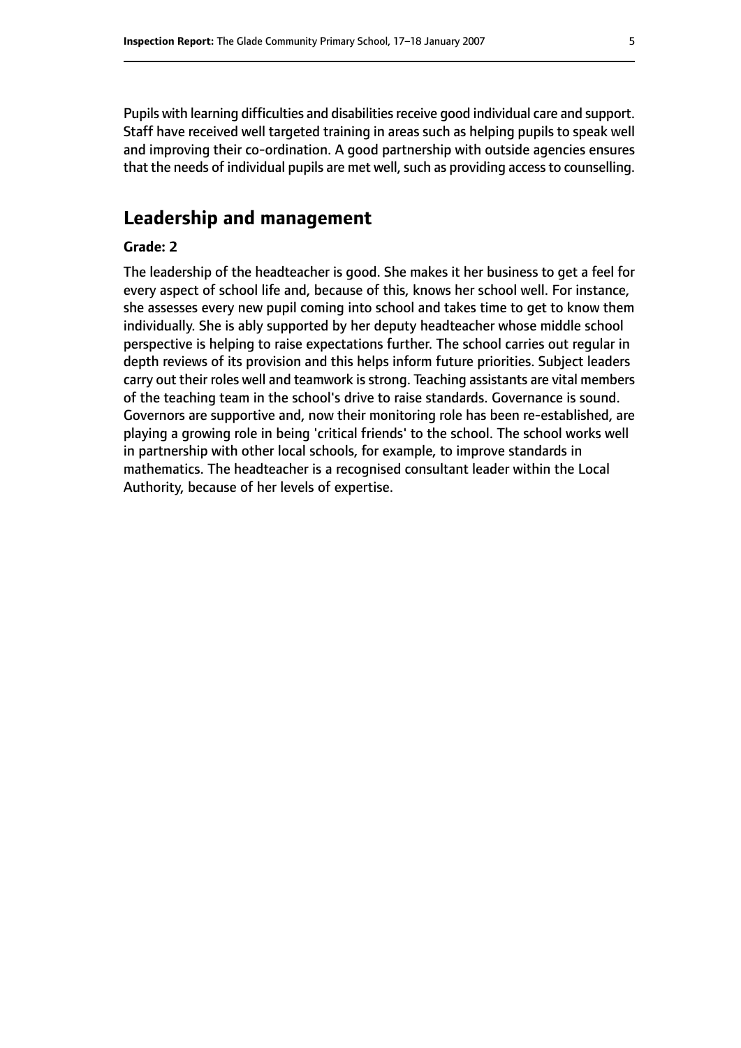Pupils with learning difficulties and disabilities receive good individual care and support. Staff have received well targeted training in areas such as helping pupils to speak well and improving their co-ordination. A good partnership with outside agencies ensures that the needs of individual pupils are met well, such as providing access to counselling.

## Leadership and management

**Grade: 2**

The leadership of the headteacher is good. She makes it her business to get a feel for every aspect of school life and, because of this, knows her school well. For instance, she assesses every new pupil coming into school and takes time to get to know them individually. She is ably supported by her deputy headteacher whose middle school perspective is helping to raise expectations further. The school carries out regular in depth reviews of its provision and this helps inform future priorities. Subject leaders carry out their roles well and teamwork is strong. Teaching assistants are vital members of the teaching team in the school's drive to raise standards. Governance is sound. Governors are supportive and, now their monitoring role has been re-established, are playing a growing role in being 'critical friends' to the school. The school works well in partnership with other local schools, for example, to improve standards in mathematics. The headteacher is a recognised consultant leader within the Local Authority, because of her levels of expertise.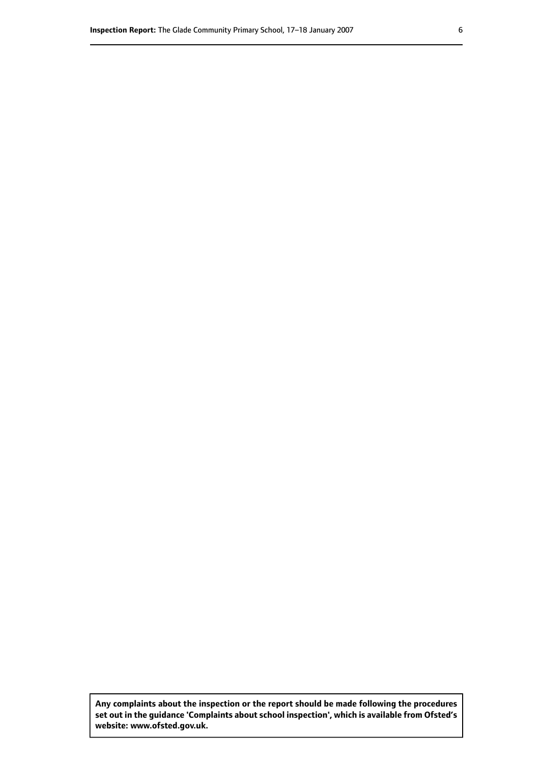**Any complaints about the inspection or the report should be made following the procedures set out in the guidance 'Complaints about school inspection', which is available from Ofsted's website: www.ofsted.gov.uk.**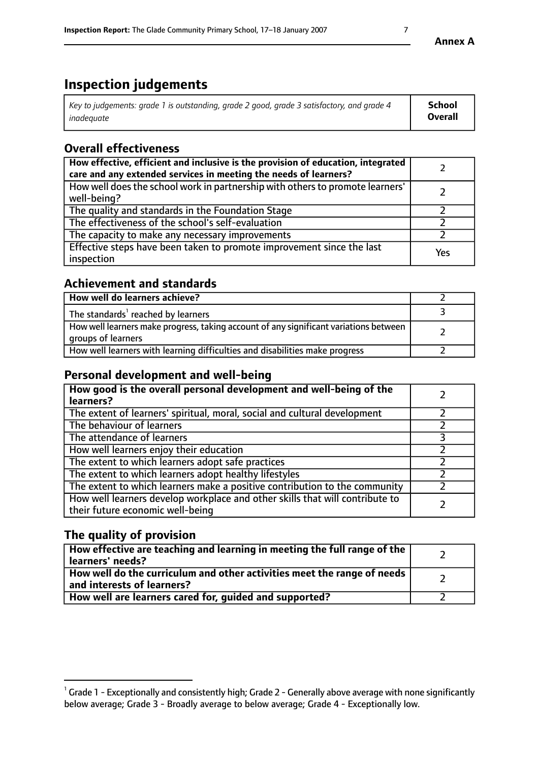# Inspection judgements

| *Key to judgements: grade 1 is outstanding, grade 2 good, grade 3 satisfactory, and grade 4 inadequate* | **School Overall** |
|---|---|

## Overall effectiveness

| | |
|---|---|
| **How effective, efficient and inclusive is the provision of education, integrated care and any extended services in meeting the needs of learners?** | 2 |
| How well does the school work in partnership with others to promote learners' well-being? | 2 |
| The quality and standards in the Foundation Stage | 2 |
| The effectiveness of the school's self-evaluation | 2 |
| The capacity to make any necessary improvements | 2 |
| Effective steps have been taken to promote improvement since the last inspection | Yes |

## Achievement and standards

| | |
|---|---|
| **How well do learners achieve?** | 2 |
| The standards[1] reached by learners | 3 |
| How well learners make progress, taking account of any significant variations between groups of learners | 2 |
| How well learners with learning difficulties and disabilities make progress | 2 |

## Personal development and well-being

| | |
|---|---|
| **How good is the overall personal development and well-being of the learners?** | 2 |
| The extent of learners' spiritual, moral, social and cultural development | 2 |
| The behaviour of learners | 2 |
| The attendance of learners | 3 |
| How well learners enjoy their education | 2 |
| The extent to which learners adopt safe practices | 2 |
| The extent to which learners adopt healthy lifestyles | 2 |
| The extent to which learners make a positive contribution to the community | 2 |
| How well learners develop workplace and other skills that will contribute to their future economic well-being | 2 |

## The quality of provision

| | |
|---|---|
| **How effective are teaching and learning in meeting the full range of the learners' needs?** | 2 |
| **How well do the curriculum and other activities meet the range of needs and interests of learners?** | 2 |
| **How well are learners cared for, guided and supported?** | 2 |

[1] Grade 1 - Exceptionally and consistently high; Grade 2 - Generally above average with none significantly below average; Grade 3 - Broadly average to below average; Grade 4 - Exceptionally low.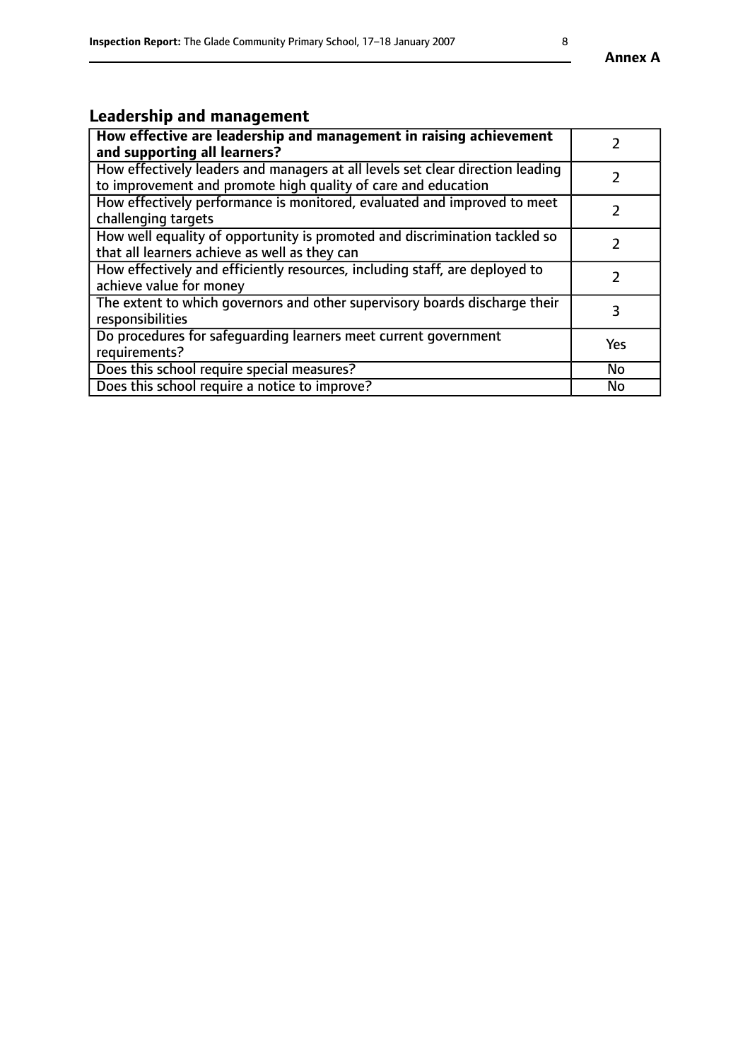## Leadership and management

| **How effective are leadership and management in raising achievement and supporting all learners?** | 2 |
|---|---|
| How effectively leaders and managers at all levels set clear direction leading to improvement and promote high quality of care and education | 2 |
| How effectively performance is monitored, evaluated and improved to meet challenging targets | 2 |
| How well equality of opportunity is promoted and discrimination tackled so that all learners achieve as well as they can | 2 |
| How effectively and efficiently resources, including staff, are deployed to achieve value for money | 2 |
| The extent to which governors and other supervisory boards discharge their responsibilities | 3 |
| Do procedures for safeguarding learners meet current government requirements? | Yes |
| Does this school require special measures? | No |
| Does this school require a notice to improve? | No |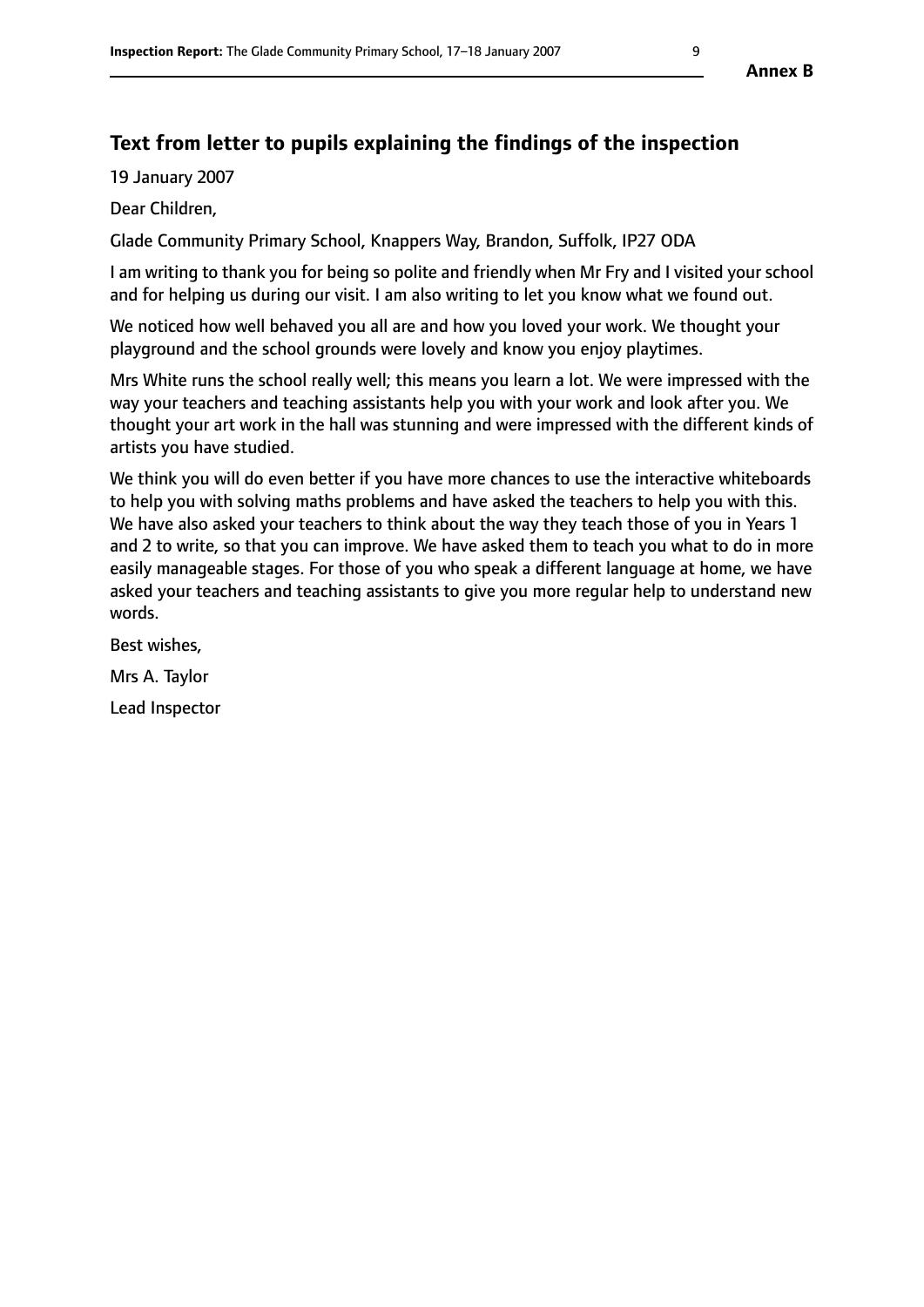## Text from letter to pupils explaining the findings of the inspection

19 January 2007

Dear Children,

Glade Community Primary School, Knappers Way, Brandon, Suffolk, IP27 ODA

I am writing to thank you for being so polite and friendly when Mr Fry and I visited your school and for helping us during our visit. I am also writing to let you know what we found out.

We noticed how well behaved you all are and how you loved your work. We thought your playground and the school grounds were lovely and know you enjoy playtimes.

Mrs White runs the school really well; this means you learn a lot. We were impressed with the way your teachers and teaching assistants help you with your work and look after you. We thought your art work in the hall was stunning and were impressed with the different kinds of artists you have studied.

We think you will do even better if you have more chances to use the interactive whiteboards to help you with solving maths problems and have asked the teachers to help you with this. We have also asked your teachers to think about the way they teach those of you in Years 1 and 2 to write, so that you can improve. We have asked them to teach you what to do in more easily manageable stages. For those of you who speak a different language at home, we have asked your teachers and teaching assistants to give you more regular help to understand new words.

Best wishes,

Mrs A. Taylor

Lead Inspector